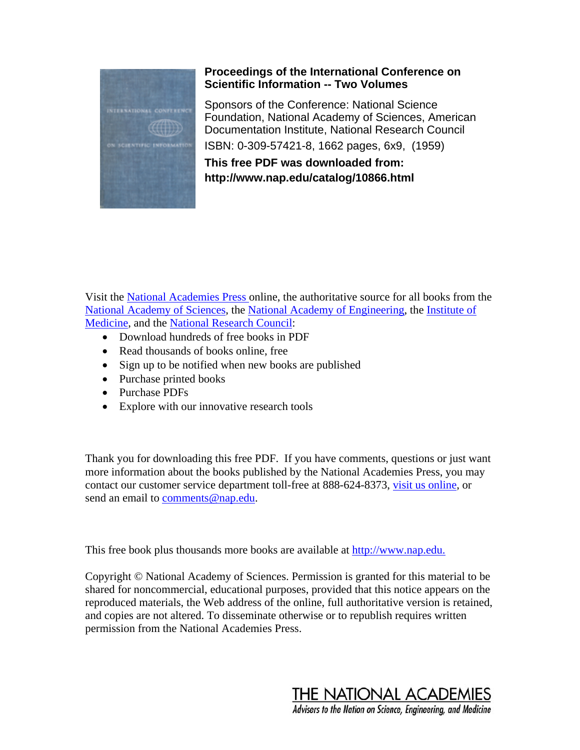**Proceedings of the International Conference on Scientific Information -- Two Volumes**

Sponsors of the Conference: National Science Foundation, National Academy of Sciences, American Documentation Institute, National Research Council

ISBN: 0-309-57421-8, 1662 pages, 6x9, (1959)

**This free PDF was downloaded from: http://www.nap.edu/catalog/10866.html**

Visit the National Academies Press online, the authoritative source for all books from the National Academy of Sciences, the National Academy of Engineering, the Institute of Medicine, and the National Research Council:

- Download hundreds of free books in PDF
- Read thousands of books online, free
- Sign up to be notified when new books are published
- Purchase printed books
- Purchase PDFs
- Explore with our innovative research tools

Thank you for downloading this free PDF. If you have comments, questions or just want more information about the books published by the National Academies Press, you may contact our customer service department toll-free at 888-624-8373, visit us online, or send an email to comments@nap.edu.

This free book plus thousands more books are available at http://www.nap.edu.

Copyright © National Academy of Sciences. Permission is granted for this material to be shared for noncommercial, educational purposes, provided that this notice appears on the reproduced materials, the Web address of the online, full authoritative version is retained, and copies are not altered. To disseminate otherwise or to republish requires written permission from the National Academies Press.

THE NATIONAL ACADEMIES

*Advisers to the Nation on Science, Engineering, and Medicine*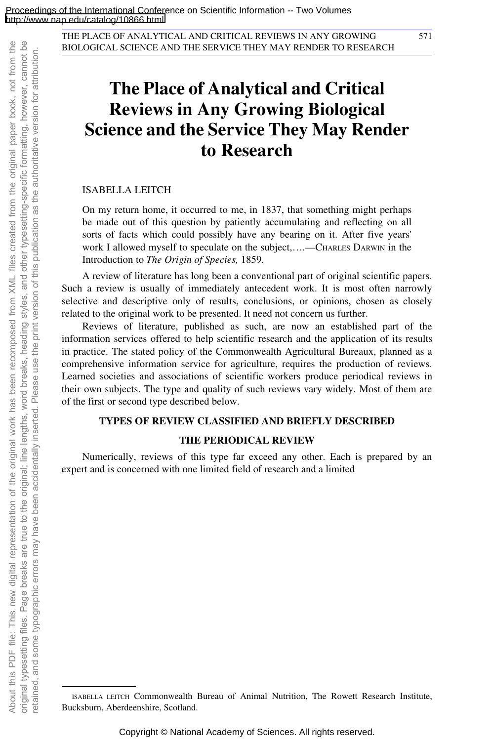# The Place of Analytical and Critical Reviews in Any Growing Biological Science and the Service They May Render to Research

ISABELLA LEITCH

> On my return home, it occurred to me, in 1837, that something might perhaps be made out of this question by patiently accumulating and reflecting on all sorts of facts which could possibly have any bearing on it. After five years' work I allowed myself to speculate on the subject,….—CHARLES DARWIN in the Introduction to *The Origin of Species,* 1859.

A review of literature has long been a conventional part of original scientific papers. Such a review is usually of immediately antecedent work. It is most often narrowly selective and descriptive only of results, conclusions, or opinions, chosen as closely related to the original work to be presented. It need not concern us further.

Reviews of literature, published as such, are now an established part of the information services offered to help scientific research and the application of its results in practice. The stated policy of the Commonwealth Agricultural Bureaux, planned as a comprehensive information service for agriculture, requires the production of reviews. Learned societies and associations of scientific workers produce periodical reviews in their own subjects. The type and quality of such reviews vary widely. Most of them are of the first or second type described below.

## TYPES OF REVIEW CLASSIFIED AND BRIEFLY DESCRIBED

### THE PERIODICAL REVIEW

Numerically, reviews of this type far exceed any other. Each is prepared by an expert and is concerned with one limited field of research and a limited

---

ISABELLA LEITCH Commonwealth Bureau of Animal Nutrition, The Rowett Research Institute, Bucksburn, Aberdeenshire, Scotland.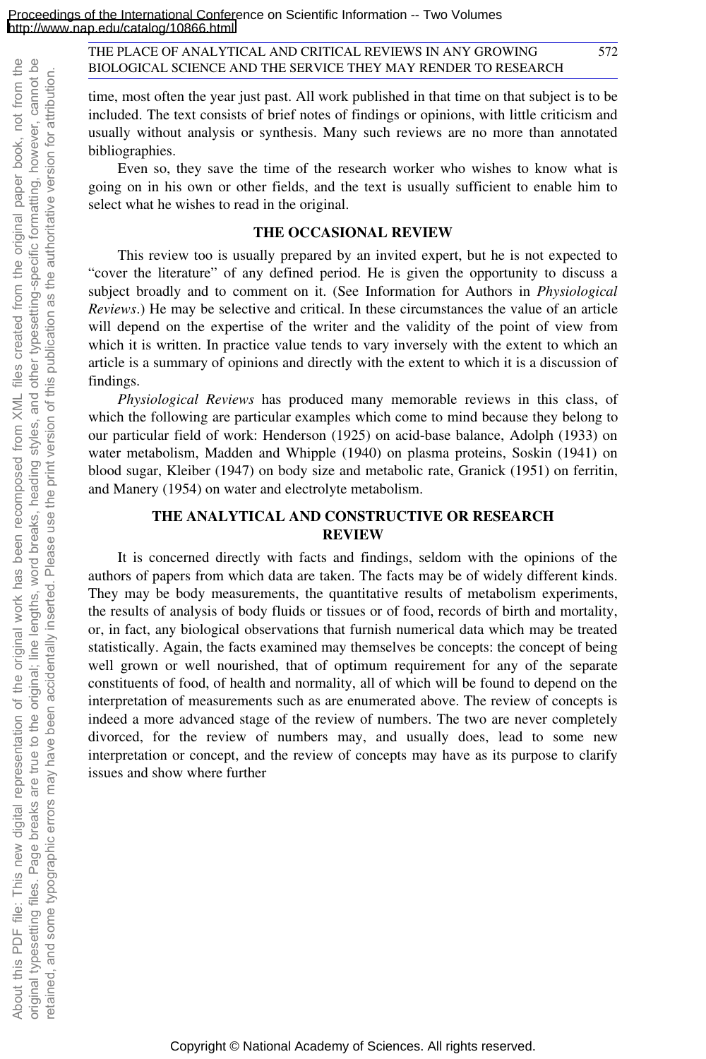time, most often the year just past. All work published in that time on that subject is to be included. The text consists of brief notes of findings or opinions, with little criticism and usually without analysis or synthesis. Many such reviews are no more than annotated bibliographies.

Even so, they save the time of the research worker who wishes to know what is going on in his own or other fields, and the text is usually sufficient to enable him to select what he wishes to read in the original.

## THE OCCASIONAL REVIEW

This review too is usually prepared by an invited expert, but he is not expected to "cover the literature" of any defined period. He is given the opportunity to discuss a subject broadly and to comment on it. (See Information for Authors in *Physiological Reviews*.) He may be selective and critical. In these circumstances the value of an article will depend on the expertise of the writer and the validity of the point of view from which it is written. In practice value tends to vary inversely with the extent to which an article is a summary of opinions and directly with the extent to which it is a discussion of findings.

*Physiological Reviews* has produced many memorable reviews in this class, of which the following are particular examples which come to mind because they belong to our particular field of work: Henderson (1925) on acid-base balance, Adolph (1933) on water metabolism, Madden and Whipple (1940) on plasma proteins, Soskin (1941) on blood sugar, Kleiber (1947) on body size and metabolic rate, Granick (1951) on ferritin, and Manery (1954) on water and electrolyte metabolism.

## THE ANALYTICAL AND CONSTRUCTIVE OR RESEARCH REVIEW

It is concerned directly with facts and findings, seldom with the opinions of the authors of papers from which data are taken. The facts may be of widely different kinds. They may be body measurements, the quantitative results of metabolism experiments, the results of analysis of body fluids or tissues or of food, records of birth and mortality, or, in fact, any biological observations that furnish numerical data which may be treated statistically. Again, the facts examined may themselves be concepts: the concept of being well grown or well nourished, that of optimum requirement for any of the separate constituents of food, of health and normality, all of which will be found to depend on the interpretation of measurements such as are enumerated above. The review of concepts is indeed a more advanced stage of the review of numbers. The two are never completely divorced, for the review of numbers may, and usually does, lead to some new interpretation or concept, and the review of concepts may have as its purpose to clarify issues and show where further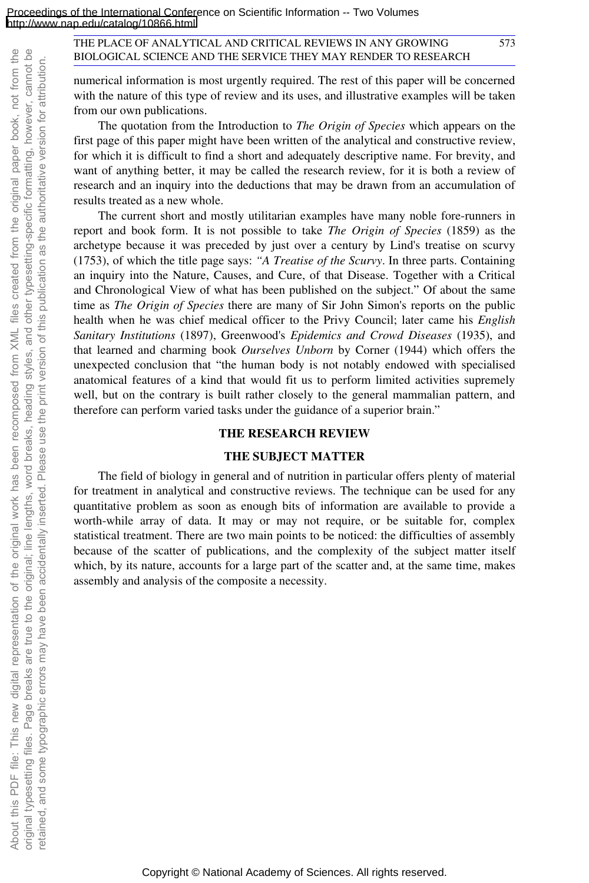numerical information is most urgently required. The rest of this paper will be concerned with the nature of this type of review and its uses, and illustrative examples will be taken from our own publications.

The quotation from the Introduction to *The Origin of Species* which appears on the first page of this paper might have been written of the analytical and constructive review, for which it is difficult to find a short and adequately descriptive name. For brevity, and want of anything better, it may be called the research review, for it is both a review of research and an inquiry into the deductions that may be drawn from an accumulation of results treated as a new whole.

The current short and mostly utilitarian examples have many noble fore-runners in report and book form. It is not possible to take *The Origin of Species* (1859) as the archetype because it was preceded by just over a century by Lind's treatise on scurvy (1753), of which the title page says: "*A Treatise of the Scurvy*. In three parts. Containing an inquiry into the Nature, Causes, and Cure, of that Disease. Together with a Critical and Chronological View of what has been published on the subject." Of about the same time as *The Origin of Species* there are many of Sir John Simon's reports on the public health when he was chief medical officer to the Privy Council; later came his *English Sanitary Institutions* (1897), Greenwood's *Epidemics and Crowd Diseases* (1935), and that learned and charming book *Ourselves Unborn* by Corner (1944) which offers the unexpected conclusion that "the human body is not notably endowed with specialised anatomical features of a kind that would fit us to perform limited activities supremely well, but on the contrary is built rather closely to the general mammalian pattern, and therefore can perform varied tasks under the guidance of a superior brain."

## THE RESEARCH REVIEW

### THE SUBJECT MATTER

The field of biology in general and of nutrition in particular offers plenty of material for treatment in analytical and constructive reviews. The technique can be used for any quantitative problem as soon as enough bits of information are available to provide a worth-while array of data. It may or may not require, or be suitable for, complex statistical treatment. There are two main points to be noticed: the difficulties of assembly because of the scatter of publications, and the complexity of the subject matter itself which, by its nature, accounts for a large part of the scatter and, at the same time, makes assembly and analysis of the composite a necessity.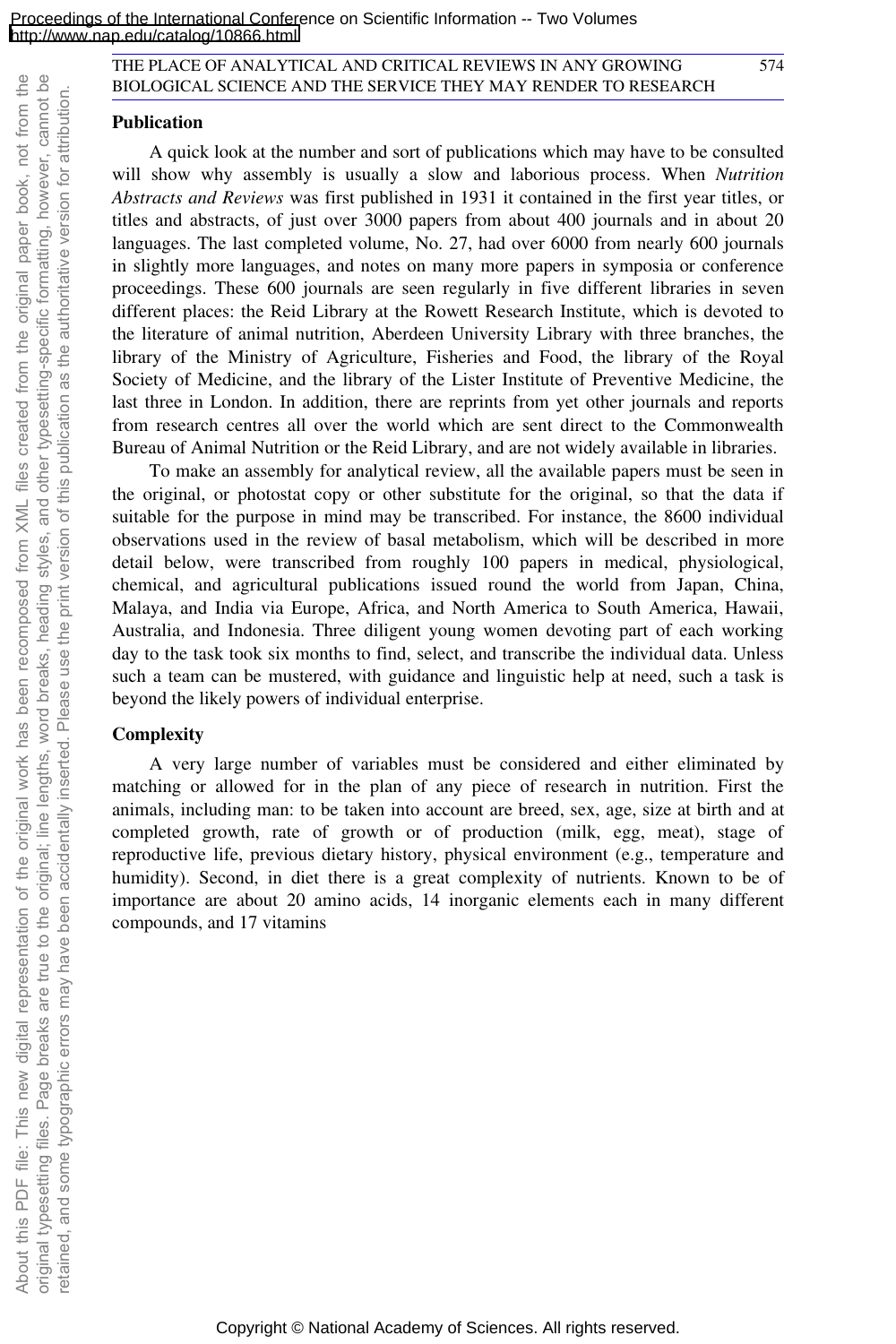## Publication

A quick look at the number and sort of publications which may have to be consulted will show why assembly is usually a slow and laborious process. When *Nutrition Abstracts and Reviews* was first published in 1931 it contained in the first year titles, or titles and abstracts, of just over 3000 papers from about 400 journals and in about 20 languages. The last completed volume, No. 27, had over 6000 from nearly 600 journals in slightly more languages, and notes on many more papers in symposia or conference proceedings. These 600 journals are seen regularly in five different libraries in seven different places: the Reid Library at the Rowett Research Institute, which is devoted to the literature of animal nutrition, Aberdeen University Library with three branches, the library of the Ministry of Agriculture, Fisheries and Food, the library of the Royal Society of Medicine, and the library of the Lister Institute of Preventive Medicine, the last three in London. In addition, there are reprints from yet other journals and reports from research centres all over the world which are sent direct to the Commonwealth Bureau of Animal Nutrition or the Reid Library, and are not widely available in libraries.

To make an assembly for analytical review, all the available papers must be seen in the original, or photostat copy or other substitute for the original, so that the data if suitable for the purpose in mind may be transcribed. For instance, the 8600 individual observations used in the review of basal metabolism, which will be described in more detail below, were transcribed from roughly 100 papers in medical, physiological, chemical, and agricultural publications issued round the world from Japan, China, Malaya, and India via Europe, Africa, and North America to South America, Hawaii, Australia, and Indonesia. Three diligent young women devoting part of each working day to the task took six months to find, select, and transcribe the individual data. Unless such a team can be mustered, with guidance and linguistic help at need, such a task is beyond the likely powers of individual enterprise.

## Complexity

A very large number of variables must be considered and either eliminated by matching or allowed for in the plan of any piece of research in nutrition. First the animals, including man: to be taken into account are breed, sex, age, size at birth and at completed growth, rate of growth or of production (milk, egg, meat), stage of reproductive life, previous dietary history, physical environment (e.g., temperature and humidity). Second, in diet there is a great complexity of nutrients. Known to be of importance are about 20 amino acids, 14 inorganic elements each in many different compounds, and 17 vitamins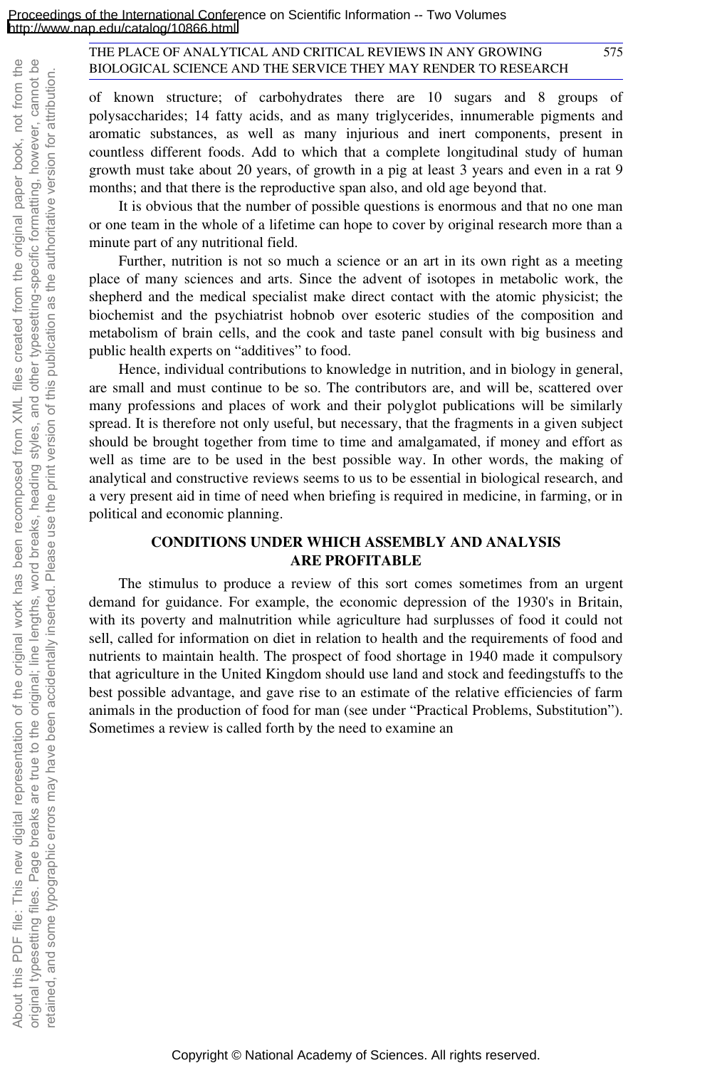of known structure; of carbohydrates there are 10 sugars and 8 groups of polysaccharides; 14 fatty acids, and as many triglycerides, innumerable pigments and aromatic substances, as well as many injurious and inert components, present in countless different foods. Add to which that a complete longitudinal study of human growth must take about 20 years, of growth in a pig at least 3 years and even in a rat 9 months; and that there is the reproductive span also, and old age beyond that.

It is obvious that the number of possible questions is enormous and that no one man or one team in the whole of a lifetime can hope to cover by original research more than a minute part of any nutritional field.

Further, nutrition is not so much a science or an art in its own right as a meeting place of many sciences and arts. Since the advent of isotopes in metabolic work, the shepherd and the medical specialist make direct contact with the atomic physicist; the biochemist and the psychiatrist hobnob over esoteric studies of the composition and metabolism of brain cells, and the cook and taste panel consult with big business and public health experts on “additives” to food.

Hence, individual contributions to knowledge in nutrition, and in biology in general, are small and must continue to be so. The contributors are, and will be, scattered over many professions and places of work and their polyglot publications will be similarly spread. It is therefore not only useful, but necessary, that the fragments in a given subject should be brought together from time to time and amalgamated, if money and effort as well as time are to be used in the best possible way. In other words, the making of analytical and constructive reviews seems to us to be essential in biological research, and a very present aid in time of need when briefing is required in medicine, in farming, or in political and economic planning.

## CONDITIONS UNDER WHICH ASSEMBLY AND ANALYSIS ARE PROFITABLE

The stimulus to produce a review of this sort comes sometimes from an urgent demand for guidance. For example, the economic depression of the 1930's in Britain, with its poverty and malnutrition while agriculture had surplusses of food it could not sell, called for information on diet in relation to health and the requirements of food and nutrients to maintain health. The prospect of food shortage in 1940 made it compulsory that agriculture in the United Kingdom should use land and stock and feedingstuffs to the best possible advantage, and gave rise to an estimate of the relative efficiencies of farm animals in the production of food for man (see under “Practical Problems, Substitution”). Sometimes a review is called forth by the need to examine an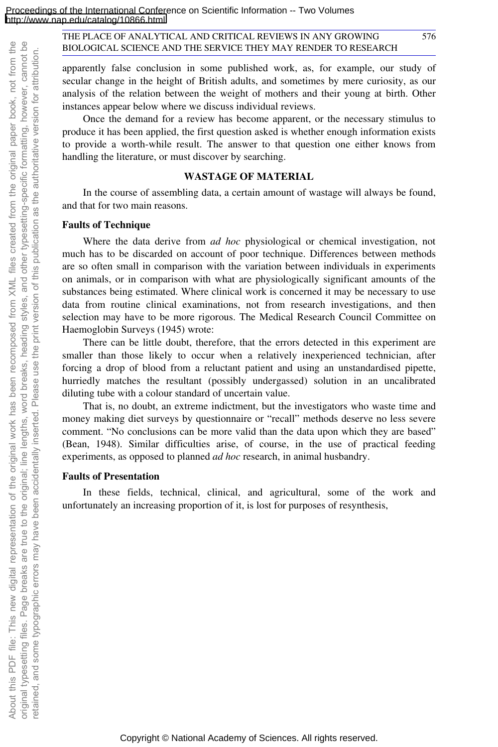apparently false conclusion in some published work, as, for example, our study of secular change in the height of British adults, and sometimes by mere curiosity, as our analysis of the relation between the weight of mothers and their young at birth. Other instances appear below where we discuss individual reviews.

Once the demand for a review has become apparent, or the necessary stimulus to produce it has been applied, the first question asked is whether enough information exists to provide a worth-while result. The answer to that question one either knows from handling the literature, or must discover by searching.

## WASTAGE OF MATERIAL

In the course of assembling data, a certain amount of wastage will always be found, and that for two main reasons.

### Faults of Technique

Where the data derive from *ad hoc* physiological or chemical investigation, not much has to be discarded on account of poor technique. Differences between methods are so often small in comparison with the variation between individuals in experiments on animals, or in comparison with what are physiologically significant amounts of the substances being estimated. Where clinical work is concerned it may be necessary to use data from routine clinical examinations, not from research investigations, and then selection may have to be more rigorous. The Medical Research Council Committee on Haemoglobin Surveys (1945) wrote:

There can be little doubt, therefore, that the errors detected in this experiment are smaller than those likely to occur when a relatively inexperienced technician, after forcing a drop of blood from a reluctant patient and using an unstandardised pipette, hurriedly matches the resultant (possibly undergassed) solution in an uncalibrated diluting tube with a colour standard of uncertain value.

That is, no doubt, an extreme indictment, but the investigators who waste time and money making diet surveys by questionnaire or "recall" methods deserve no less severe comment. "No conclusions can be more valid than the data upon which they are based" (Bean, 1948). Similar difficulties arise, of course, in the use of practical feeding experiments, as opposed to planned *ad hoc* research, in animal husbandry.

### Faults of Presentation

In these fields, technical, clinical, and agricultural, some of the work and unfortunately an increasing proportion of it, is lost for purposes of resynthesis,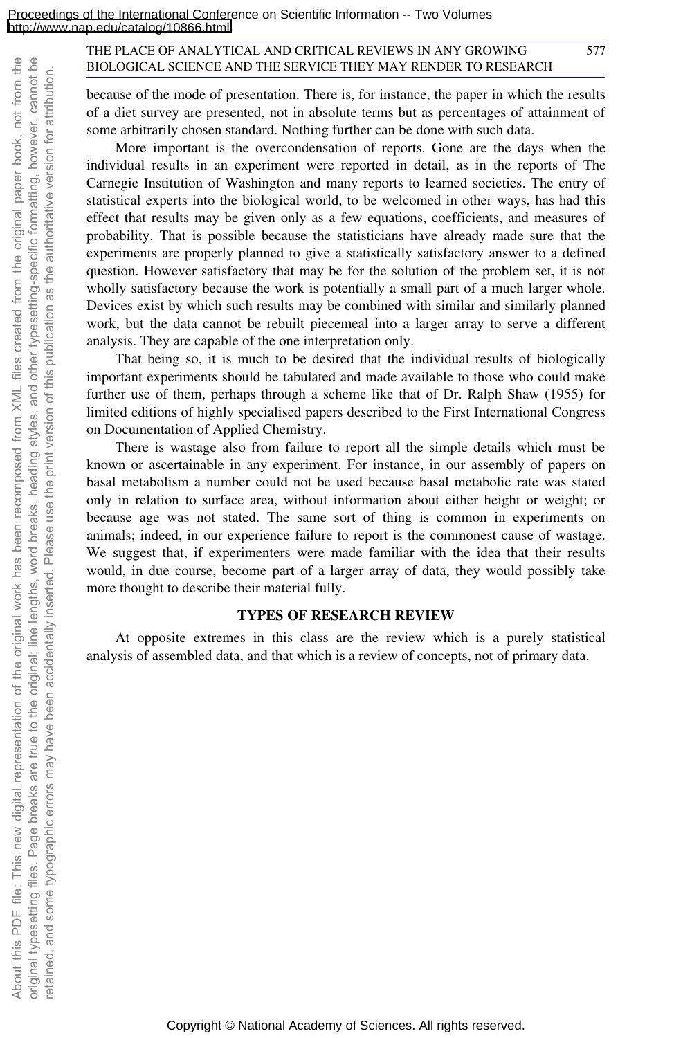because of the mode of presentation. There is, for instance, the paper in which the results of a diet survey are presented, not in absolute terms but as percentages of attainment of some arbitrarily chosen standard. Nothing further can be done with such data.

More important is the overcondensation of reports. Gone are the days when the individual results in an experiment were reported in detail, as in the reports of The Carnegie Institution of Washington and many reports to learned societies. The entry of statistical experts into the biological world, to be welcomed in other ways, has had this effect that results may be given only as a few equations, coefficients, and measures of probability. That is possible because the statisticians have already made sure that the experiments are properly planned to give a statistically satisfactory answer to a defined question. However satisfactory that may be for the solution of the problem set, it is not wholly satisfactory because the work is potentially a small part of a much larger whole. Devices exist by which such results may be combined with similar and similarly planned work, but the data cannot be rebuilt piecemeal into a larger array to serve a different analysis. They are capable of the one interpretation only.

That being so, it is much to be desired that the individual results of biologically important experiments should be tabulated and made available to those who could make further use of them, perhaps through a scheme like that of Dr. Ralph Shaw (1955) for limited editions of highly specialised papers described to the First International Congress on Documentation of Applied Chemistry.

There is wastage also from failure to report all the simple details which must be known or ascertainable in any experiment. For instance, in our assembly of papers on basal metabolism a number could not be used because basal metabolic rate was stated only in relation to surface area, without information about either height or weight; or because age was not stated. The same sort of thing is common in experiments on animals; indeed, in our experience failure to report is the commonest cause of wastage. We suggest that, if experimenters were made familiar with the idea that their results would, in due course, become part of a larger array of data, they would possibly take more thought to describe their material fully.

## TYPES OF RESEARCH REVIEW

At opposite extremes in this class are the review which is a purely statistical analysis of assembled data, and that which is a review of concepts, not of primary data.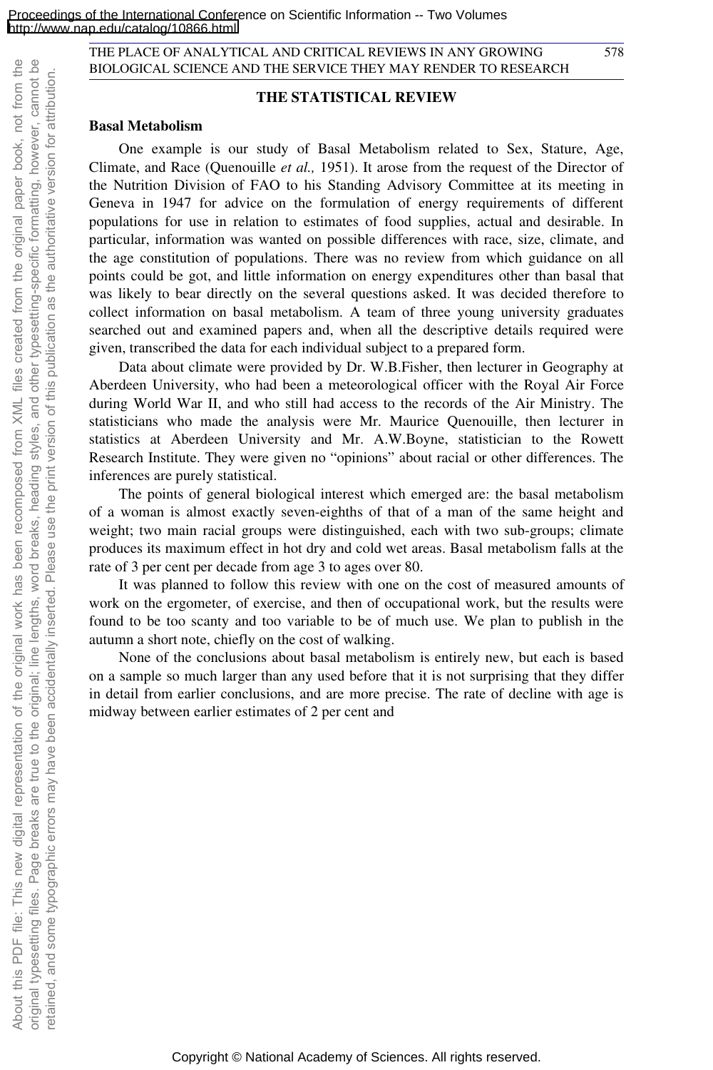## THE STATISTICAL REVIEW

### Basal Metabolism

One example is our study of Basal Metabolism related to Sex, Stature, Age, Climate, and Race (Quenouille *et al.,* 1951). It arose from the request of the Director of the Nutrition Division of FAO to his Standing Advisory Committee at its meeting in Geneva in 1947 for advice on the formulation of energy requirements of different populations for use in relation to estimates of food supplies, actual and desirable. In particular, information was wanted on possible differences with race, size, climate, and the age constitution of populations. There was no review from which guidance on all points could be got, and little information on energy expenditures other than basal that was likely to bear directly on the several questions asked. It was decided therefore to collect information on basal metabolism. A team of three young university graduates searched out and examined papers and, when all the descriptive details required were given, transcribed the data for each individual subject to a prepared form.

Data about climate were provided by Dr. W.B.Fisher, then lecturer in Geography at Aberdeen University, who had been a meteorological officer with the Royal Air Force during World War II, and who still had access to the records of the Air Ministry. The statisticians who made the analysis were Mr. Maurice Quenouille, then lecturer in statistics at Aberdeen University and Mr. A.W.Boyne, statistician to the Rowett Research Institute. They were given no "opinions" about racial or other differences. The inferences are purely statistical.

The points of general biological interest which emerged are: the basal metabolism of a woman is almost exactly seven-eighths of that of a man of the same height and weight; two main racial groups were distinguished, each with two sub-groups; climate produces its maximum effect in hot dry and cold wet areas. Basal metabolism falls at the rate of 3 per cent per decade from age 3 to ages over 80.

It was planned to follow this review with one on the cost of measured amounts of work on the ergometer, of exercise, and then of occupational work, but the results were found to be too scanty and too variable to be of much use. We plan to publish in the autumn a short note, chiefly on the cost of walking.

None of the conclusions about basal metabolism is entirely new, but each is based on a sample so much larger than any used before that it is not surprising that they differ in detail from earlier conclusions, and are more precise. The rate of decline with age is midway between earlier estimates of 2 per cent and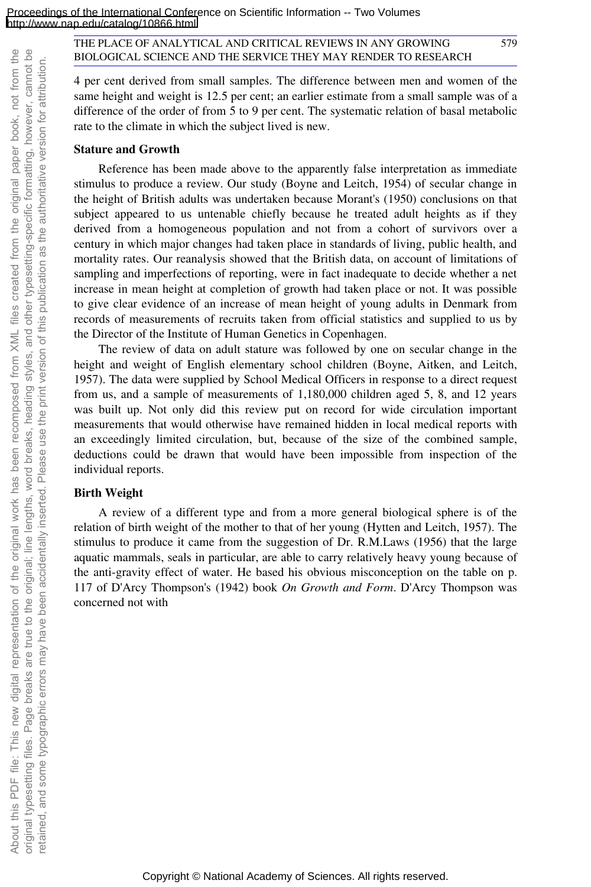4 per cent derived from small samples. The difference between men and women of the same height and weight is 12.5 per cent; an earlier estimate from a small sample was of a difference of the order of from 5 to 9 per cent. The systematic relation of basal metabolic rate to the climate in which the subject lived is new.

**Stature and Growth**

Reference has been made above to the apparently false interpretation as immediate stimulus to produce a review. Our study (Boyne and Leitch, 1954) of secular change in the height of British adults was undertaken because Morant's (1950) conclusions on that subject appeared to us untenable chiefly because he treated adult heights as if they derived from a homogeneous population and not from a cohort of survivors over a century in which major changes had taken place in standards of living, public health, and mortality rates. Our reanalysis showed that the British data, on account of limitations of sampling and imperfections of reporting, were in fact inadequate to decide whether a net increase in mean height at completion of growth had taken place or not. It was possible to give clear evidence of an increase of mean height of young adults in Denmark from records of measurements of recruits taken from official statistics and supplied to us by the Director of the Institute of Human Genetics in Copenhagen.

The review of data on adult stature was followed by one on secular change in the height and weight of English elementary school children (Boyne, Aitken, and Leitch, 1957). The data were supplied by School Medical Officers in response to a direct request from us, and a sample of measurements of 1,180,000 children aged 5, 8, and 12 years was built up. Not only did this review put on record for wide circulation important measurements that would otherwise have remained hidden in local medical reports with an exceedingly limited circulation, but, because of the size of the combined sample, deductions could be drawn that would have been impossible from inspection of the individual reports.

**Birth Weight**

A review of a different type and from a more general biological sphere is of the relation of birth weight of the mother to that of her young (Hytten and Leitch, 1957). The stimulus to produce it came from the suggestion of Dr. R.M.Laws (1956) that the large aquatic mammals, seals in particular, are able to carry relatively heavy young because of the anti-gravity effect of water. He based his obvious misconception on the table on p. 117 of D'Arcy Thompson's (1942) book *On Growth and Form*. D'Arcy Thompson was concerned not with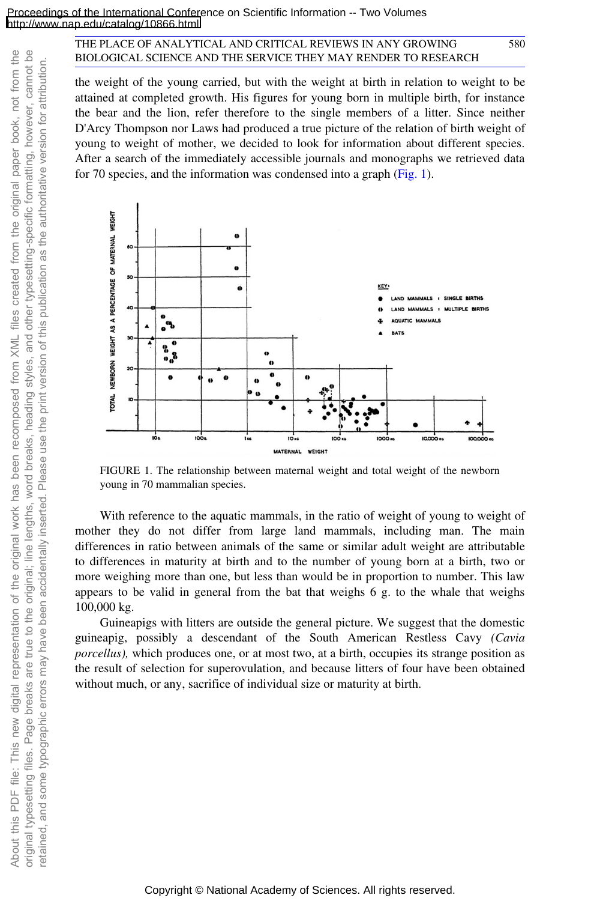the weight of the young carried, but with the weight at birth in relation to weight to be attained at completed growth. His figures for young born in multiple birth, for instance the bear and the lion, refer therefore to the single members of a litter. Since neither D'Arcy Thompson nor Laws had produced a true picture of the relation of birth weight of young to weight of mother, we decided to look for information about different species. After a search of the immediately accessible journals and monographs we retrieved data for 70 species, and the information was condensed into a graph (Fig. 1).

FIGURE 1. The relationship between maternal weight and total weight of the newborn young in 70 mammalian species.

With reference to the aquatic mammals, in the ratio of weight of young to weight of mother they do not differ from large land mammals, including man. The main differences in ratio between animals of the same or similar adult weight are attributable to differences in maturity at birth and to the number of young born at a birth, two or more weighing more than one, but less than would be in proportion to number. This law appears to be valid in general from the bat that weighs 6 g. to the whale that weighs 100,000 kg.

Guineapigs with litters are outside the general picture. We suggest that the domestic guineapig, possibly a descendant of the South American Restless Cavy *(Cavia porcellus),* which produces one, or at most two, at a birth, occupies its strange position as the result of selection for superovulation, and because litters of four have been obtained without much, or any, sacrifice of individual size or maturity at birth.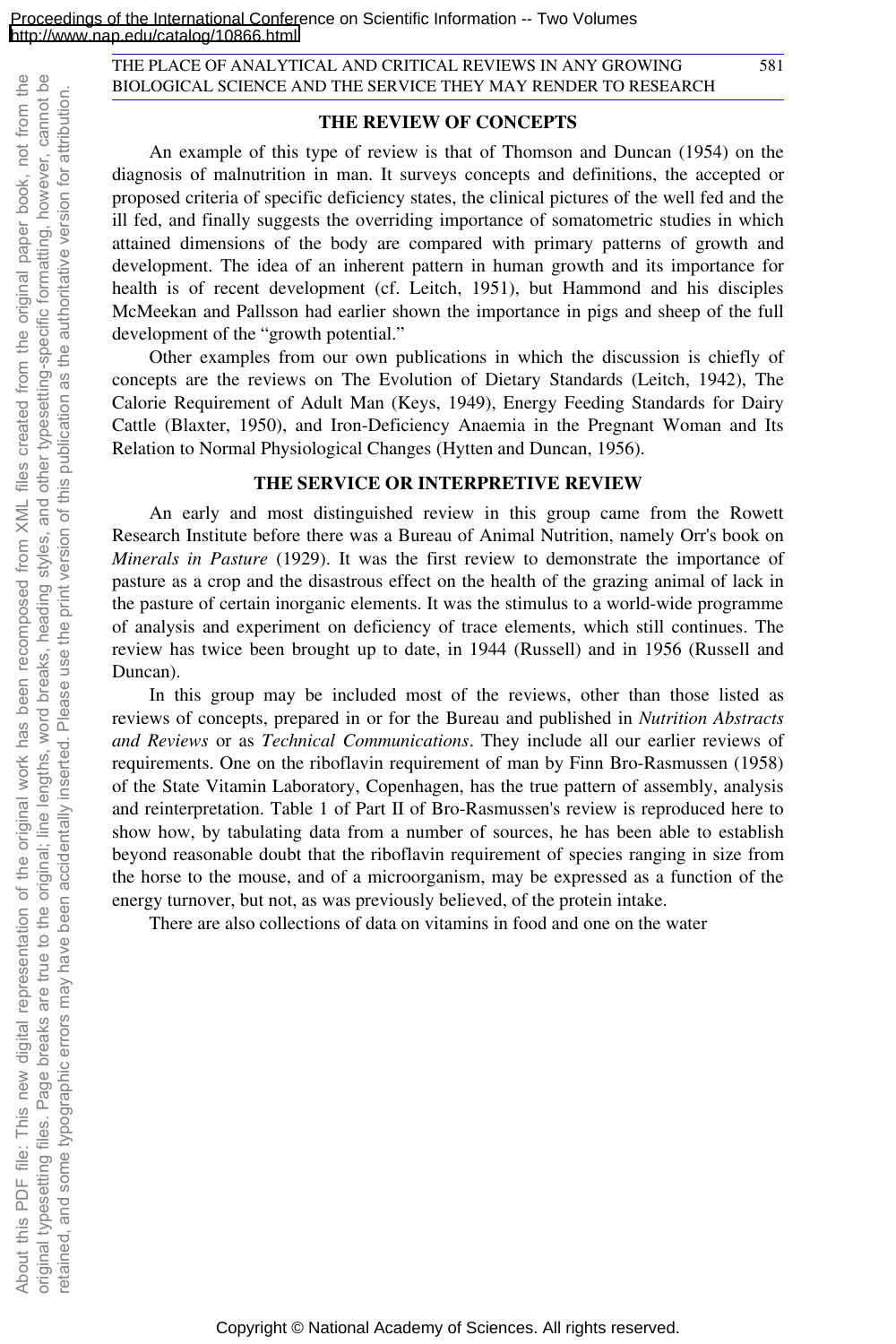## THE REVIEW OF CONCEPTS

An example of this type of review is that of Thomson and Duncan (1954) on the diagnosis of malnutrition in man. It surveys concepts and definitions, the accepted or proposed criteria of specific deficiency states, the clinical pictures of the well fed and the ill fed, and finally suggests the overriding importance of somatometric studies in which attained dimensions of the body are compared with primary patterns of growth and development. The idea of an inherent pattern in human growth and its importance for health is of recent development (cf. Leitch, 1951), but Hammond and his disciples McMeekan and Pallsson had earlier shown the importance in pigs and sheep of the full development of the "growth potential."

Other examples from our own publications in which the discussion is chiefly of concepts are the reviews on The Evolution of Dietary Standards (Leitch, 1942), The Calorie Requirement of Adult Man (Keys, 1949), Energy Feeding Standards for Dairy Cattle (Blaxter, 1950), and Iron-Deficiency Anaemia in the Pregnant Woman and Its Relation to Normal Physiological Changes (Hytten and Duncan, 1956).

## THE SERVICE OR INTERPRETIVE REVIEW

An early and most distinguished review in this group came from the Rowett Research Institute before there was a Bureau of Animal Nutrition, namely Orr's book on *Minerals in Pasture* (1929). It was the first review to demonstrate the importance of pasture as a crop and the disastrous effect on the health of the grazing animal of lack in the pasture of certain inorganic elements. It was the stimulus to a world-wide programme of analysis and experiment on deficiency of trace elements, which still continues. The review has twice been brought up to date, in 1944 (Russell) and in 1956 (Russell and Duncan).

In this group may be included most of the reviews, other than those listed as reviews of concepts, prepared in or for the Bureau and published in *Nutrition Abstracts and Reviews* or as *Technical Communications*. They include all our earlier reviews of requirements. One on the riboflavin requirement of man by Finn Bro-Rasmussen (1958) of the State Vitamin Laboratory, Copenhagen, has the true pattern of assembly, analysis and reinterpretation. Table 1 of Part II of Bro-Rasmussen's review is reproduced here to show how, by tabulating data from a number of sources, he has been able to establish beyond reasonable doubt that the riboflavin requirement of species ranging in size from the horse to the mouse, and of a microorganism, may be expressed as a function of the energy turnover, but not, as was previously believed, of the protein intake.

There are also collections of data on vitamins in food and one on the water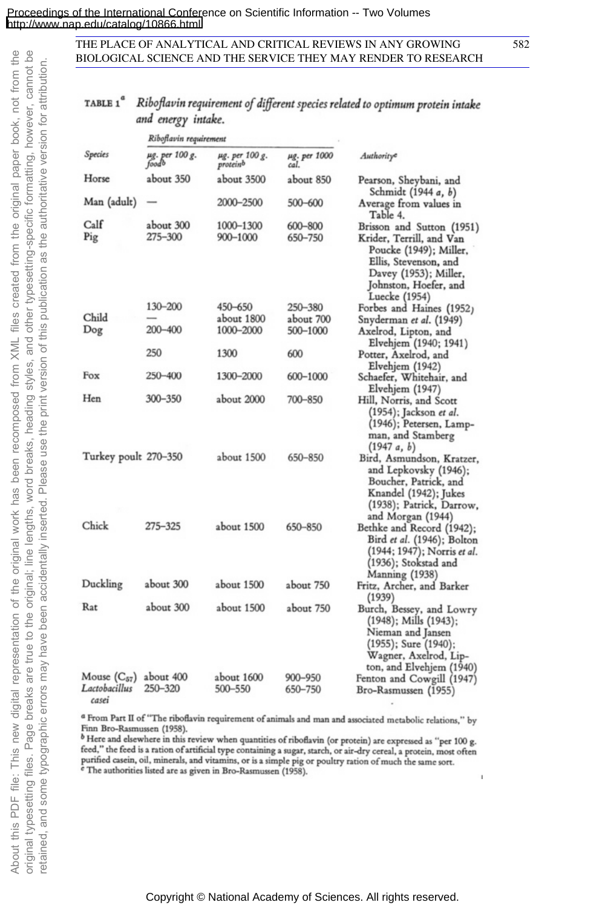**TABLE 1**[a] *Riboflavin requirement of different species related to optimum protein intake and energy intake.*

| Species | Riboflavin requirement: μg. per 100 g. food[b] | μg. per 100 g. protein[b] | μg. per 1000 cal. | Authority[c] |
|---|---|---|---|---|
| Horse | about 350 | about 3500 | about 850 | Pearson, Sheybani, and Schmidt (1944 *a*, *b*) |
| Man (adult) | — | 2000–2500 | 500–600 | Average from values in Table 4. |
| Calf | about 300 | 1000–1300 | 600–800 | Brisson and Sutton (1951) |
| Pig | 275–300 | 900–1000 | 650–750 | Krider, Terrill, and Van Poucke (1949); Miller, Ellis, Stevenson, and Davey (1953); Miller, Johnston, Hoefer, and Luecke (1954) |
| | 130–200 | 450–650 | 250–380 | Forbes and Haines (1952) |
| Child | — | about 1800 | about 700 | Snyderman *et al.* (1949) |
| Dog | 200–400 | 1000–2000 | 500–1000 | Axelrod, Lipton, and Elvehjem (1940; 1941) |
| | 250 | 1300 | 600 | Potter, Axelrod, and Elvehjem (1942) |
| Fox | 250–400 | 1300–2000 | 600–1000 | Schaefer, Whitehair, and Elvehjem (1947) |
| Hen | 300–350 | about 2000 | 700–850 | Hill, Norris, and Scott (1954); Jackson *et al.* (1946); Petersen, Lampman, and Stamberg (1947 *a*, *b*) |
| Turkey poult | 270–350 | about 1500 | 650–850 | Bird, Asmundson, Kratzer, and Lepkovsky (1946); Boucher, Patrick, and Knandel (1942); Jukes (1938); Patrick, Darrow, and Morgan (1944) |
| Chick | 275–325 | about 1500 | 650–850 | Bethke and Record (1942); Bird *et al.* (1946); Bolton (1944; 1947); Norris *et al.* (1936); Stokstad and Manning (1938) |
| Duckling | about 300 | about 1500 | about 750 | Fritz, Archer, and Barker (1939) |
| Rat | about 300 | about 1500 | about 750 | Burch, Bessey, and Lowry (1948); Mills (1943); Nieman and Jansen (1955); Sure (1940); Wagner, Axelrod, Lipton, and Elvehjem (1940) |
| Mouse ($C_{57}$) | about 400 | about 1600 | 900–950 | Fenton and Cowgill (1947) |
| *Lactobacillus casei* | 250–320 | 500–550 | 650–750 | Bro-Rasmussen (1955) |

[a] From Part II of "The riboflavin requirement of animals and man and associated metabolic relations," by Finn Bro-Rasmussen (1958).

[b] Here and elsewhere in this review when quantities of riboflavin (or protein) are expressed as "per 100 g. feed," the feed is a ration of artificial type containing a sugar, starch, or air-dry cereal, a protein, most often purified casein, oil, minerals, and vitamins, or is a simple pig or poultry ration of much the same sort.

[c] The authorities listed are as given in Bro-Rasmussen (1958).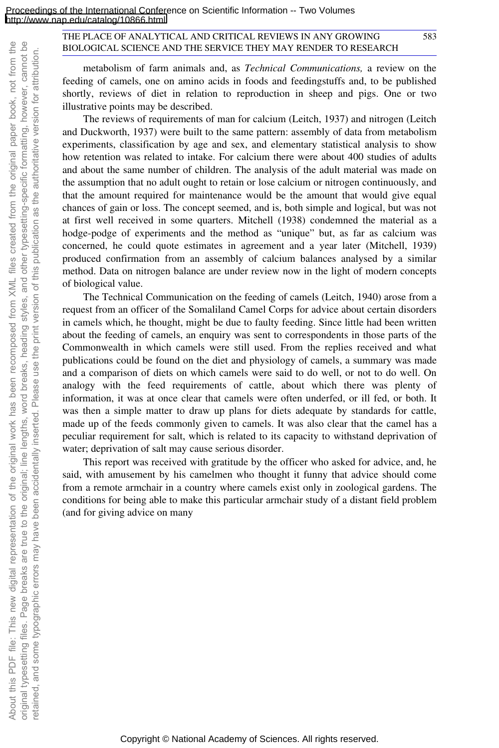metabolism of farm animals and, as *Technical Communications,* a review on the feeding of camels, one on amino acids in foods and feedingstuffs and, to be published shortly, reviews of diet in relation to reproduction in sheep and pigs. One or two illustrative points may be described.

The reviews of requirements of man for calcium (Leitch, 1937) and nitrogen (Leitch and Duckworth, 1937) were built to the same pattern: assembly of data from metabolism experiments, classification by age and sex, and elementary statistical analysis to show how retention was related to intake. For calcium there were about 400 studies of adults and about the same number of children. The analysis of the adult material was made on the assumption that no adult ought to retain or lose calcium or nitrogen continuously, and that the amount required for maintenance would be the amount that would give equal chances of gain or loss. The concept seemed, and is, both simple and logical, but was not at first well received in some quarters. Mitchell (1938) condemned the material as a hodge-podge of experiments and the method as "unique" but, as far as calcium was concerned, he could quote estimates in agreement and a year later (Mitchell, 1939) produced confirmation from an assembly of calcium balances analysed by a similar method. Data on nitrogen balance are under review now in the light of modern concepts of biological value.

The Technical Communication on the feeding of camels (Leitch, 1940) arose from a request from an officer of the Somaliland Camel Corps for advice about certain disorders in camels which, he thought, might be due to faulty feeding. Since little had been written about the feeding of camels, an enquiry was sent to correspondents in those parts of the Commonwealth in which camels were still used. From the replies received and what publications could be found on the diet and physiology of camels, a summary was made and a comparison of diets on which camels were said to do well, or not to do well. On analogy with the feed requirements of cattle, about which there was plenty of information, it was at once clear that camels were often underfed, or ill fed, or both. It was then a simple matter to draw up plans for diets adequate by standards for cattle, made up of the feeds commonly given to camels. It was also clear that the camel has a peculiar requirement for salt, which is related to its capacity to withstand deprivation of water; deprivation of salt may cause serious disorder.

This report was received with gratitude by the officer who asked for advice, and, he said, with amusement by his camelmen who thought it funny that advice should come from a remote armchair in a country where camels exist only in zoological gardens. The conditions for being able to make this particular armchair study of a distant field problem (and for giving advice on many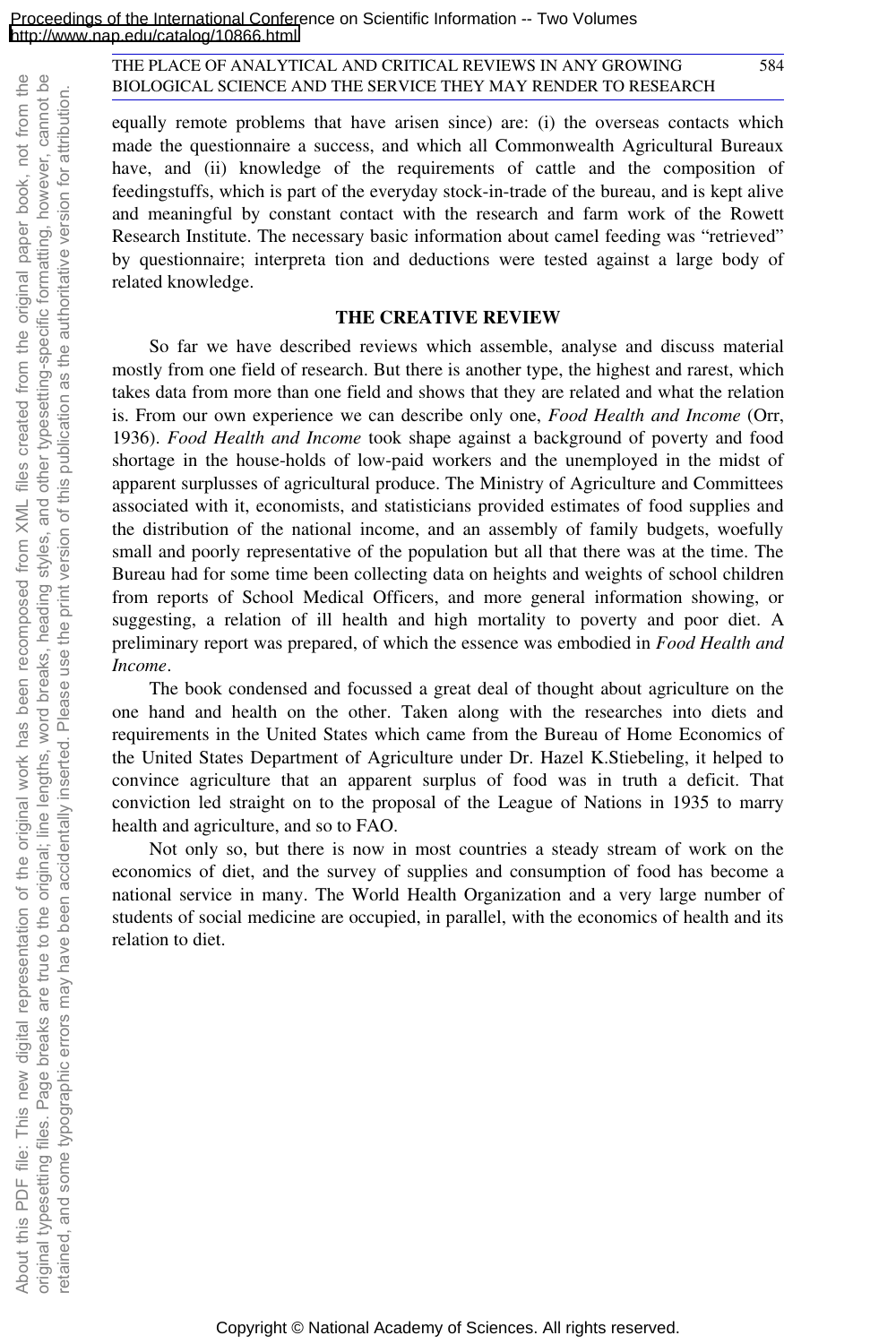equally remote problems that have arisen since) are: (i) the overseas contacts which made the questionnaire a success, and which all Commonwealth Agricultural Bureaux have, and (ii) knowledge of the requirements of cattle and the composition of feedingstuffs, which is part of the everyday stock-in-trade of the bureau, and is kept alive and meaningful by constant contact with the research and farm work of the Rowett Research Institute. The necessary basic information about camel feeding was "retrieved" by questionnaire; interpreta tion and deductions were tested against a large body of related knowledge.

## THE CREATIVE REVIEW

So far we have described reviews which assemble, analyse and discuss material mostly from one field of research. But there is another type, the highest and rarest, which takes data from more than one field and shows that they are related and what the relation is. From our own experience we can describe only one, *Food Health and Income* (Orr, 1936). *Food Health and Income* took shape against a background of poverty and food shortage in the house-holds of low-paid workers and the unemployed in the midst of apparent surplusses of agricultural produce. The Ministry of Agriculture and Committees associated with it, economists, and statisticians provided estimates of food supplies and the distribution of the national income, and an assembly of family budgets, woefully small and poorly representative of the population but all that there was at the time. The Bureau had for some time been collecting data on heights and weights of school children from reports of School Medical Officers, and more general information showing, or suggesting, a relation of ill health and high mortality to poverty and poor diet. A preliminary report was prepared, of which the essence was embodied in *Food Health and Income*.

The book condensed and focussed a great deal of thought about agriculture on the one hand and health on the other. Taken along with the researches into diets and requirements in the United States which came from the Bureau of Home Economics of the United States Department of Agriculture under Dr. Hazel K.Stiebeling, it helped to convince agriculture that an apparent surplus of food was in truth a deficit. That conviction led straight on to the proposal of the League of Nations in 1935 to marry health and agriculture, and so to FAO.

Not only so, but there is now in most countries a steady stream of work on the economics of diet, and the survey of supplies and consumption of food has become a national service in many. The World Health Organization and a very large number of students of social medicine are occupied, in parallel, with the economics of health and its relation to diet.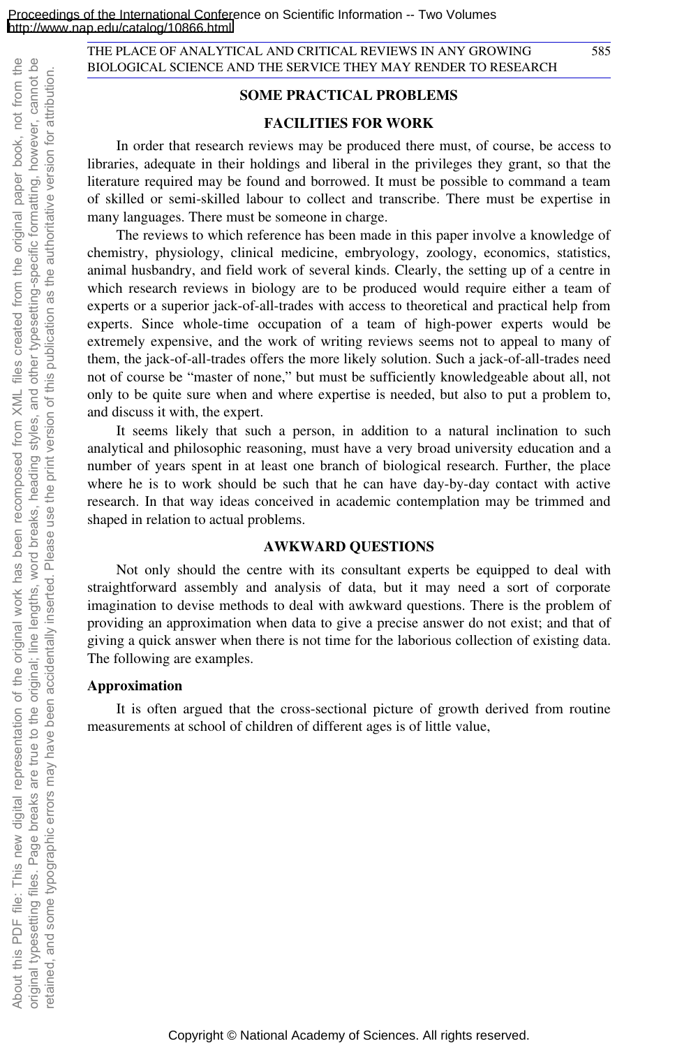## SOME PRACTICAL PROBLEMS

### FACILITIES FOR WORK

In order that research reviews may be produced there must, of course, be access to libraries, adequate in their holdings and liberal in the privileges they grant, so that the literature required may be found and borrowed. It must be possible to command a team of skilled or semi-skilled labour to collect and transcribe. There must be expertise in many languages. There must be someone in charge.

The reviews to which reference has been made in this paper involve a knowledge of chemistry, physiology, clinical medicine, embryology, zoology, economics, statistics, animal husbandry, and field work of several kinds. Clearly, the setting up of a centre in which research reviews in biology are to be produced would require either a team of experts or a superior jack-of-all-trades with access to theoretical and practical help from experts. Since whole-time occupation of a team of high-power experts would be extremely expensive, and the work of writing reviews seems not to appeal to many of them, the jack-of-all-trades offers the more likely solution. Such a jack-of-all-trades need not of course be "master of none," but must be sufficiently knowledgeable about all, not only to be quite sure when and where expertise is needed, but also to put a problem to, and discuss it with, the expert.

It seems likely that such a person, in addition to a natural inclination to such analytical and philosophic reasoning, must have a very broad university education and a number of years spent in at least one branch of biological research. Further, the place where he is to work should be such that he can have day-by-day contact with active research. In that way ideas conceived in academic contemplation may be trimmed and shaped in relation to actual problems.

### AWKWARD QUESTIONS

Not only should the centre with its consultant experts be equipped to deal with straightforward assembly and analysis of data, but it may need a sort of corporate imagination to devise methods to deal with awkward questions. There is the problem of providing an approximation when data to give a precise answer do not exist; and that of giving a quick answer when there is not time for the laborious collection of existing data. The following are examples.

#### Approximation

It is often argued that the cross-sectional picture of growth derived from routine measurements at school of children of different ages is of little value,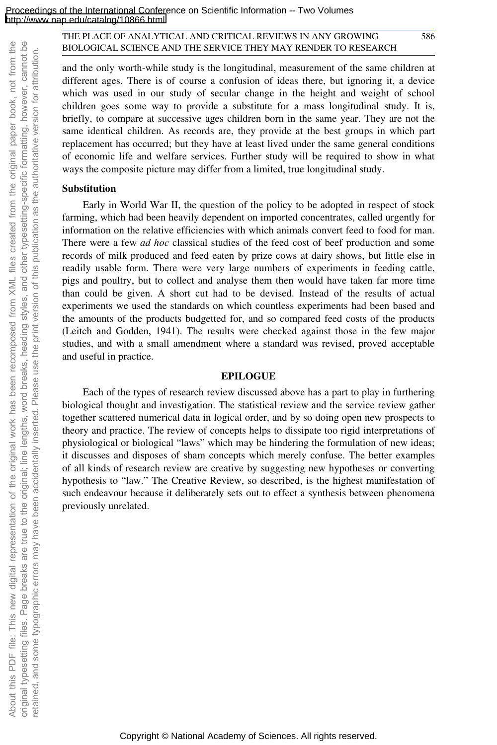and the only worth-while study is the longitudinal, measurement of the same children at different ages. There is of course a confusion of ideas there, but ignoring it, a device which was used in our study of secular change in the height and weight of school children goes some way to provide a substitute for a mass longitudinal study. It is, briefly, to compare at successive ages children born in the same year. They are not the same identical children. As records are, they provide at the best groups in which part replacement has occurred; but they have at least lived under the same general conditions of economic life and welfare services. Further study will be required to show in what ways the composite picture may differ from a limited, true longitudinal study.

### Substitution

Early in World War II, the question of the policy to be adopted in respect of stock farming, which had been heavily dependent on imported concentrates, called urgently for information on the relative efficiencies with which animals convert feed to food for man. There were a few *ad hoc* classical studies of the feed cost of beef production and some records of milk produced and feed eaten by prize cows at dairy shows, but little else in readily usable form. There were very large numbers of experiments in feeding cattle, pigs and poultry, but to collect and analyse them then would have taken far more time than could be given. A short cut had to be devised. Instead of the results of actual experiments we used the standards on which countless experiments had been based and the amounts of the products budgetted for, and so compared feed costs of the products (Leitch and Godden, 1941). The results were checked against those in the few major studies, and with a small amendment where a standard was revised, proved acceptable and useful in practice.

## EPILOGUE

Each of the types of research review discussed above has a part to play in furthering biological thought and investigation. The statistical review and the service review gather together scattered numerical data in logical order, and by so doing open new prospects to theory and practice. The review of concepts helps to dissipate too rigid interpretations of physiological or biological "laws" which may be hindering the formulation of new ideas; it discusses and disposes of sham concepts which merely confuse. The better examples of all kinds of research review are creative by suggesting new hypotheses or converting hypothesis to "law." The Creative Review, so described, is the highest manifestation of such endeavour because it deliberately sets out to effect a synthesis between phenomena previously unrelated.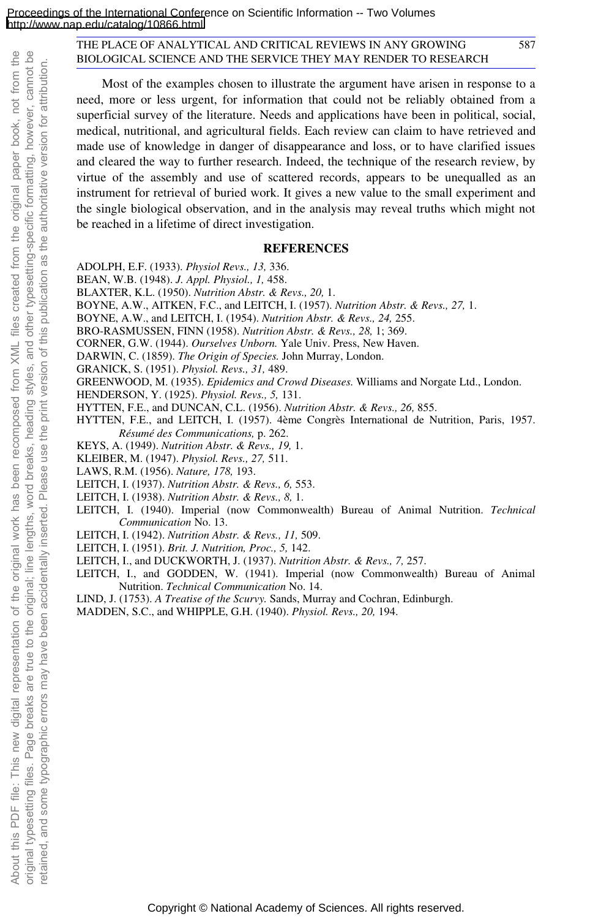Most of the examples chosen to illustrate the argument have arisen in response to a need, more or less urgent, for information that could not be reliably obtained from a superficial survey of the literature. Needs and applications have been in political, social, medical, nutritional, and agricultural fields. Each review can claim to have retrieved and made use of knowledge in danger of disappearance and loss, or to have clarified issues and cleared the way to further research. Indeed, the technique of the research review, by virtue of the assembly and use of scattered records, appears to be unequalled as an instrument for retrieval of buried work. It gives a new value to the small experiment and the single biological observation, and in the analysis may reveal truths which might not be reached in a lifetime of direct investigation.

## REFERENCES

ADOLPH, E.F. (1933). *Physiol Revs., 13,* 336.

BEAN, W.B. (1948). *J. Appl. Physiol., 1,* 458.

BLAXTER, K.L. (1950). *Nutrition Abstr. & Revs., 20,* 1.

BOYNE, A.W., AITKEN, F.C., and LEITCH, I. (1957). *Nutrition Abstr. & Revs., 27,* 1.

BOYNE, A.W., and LEITCH, I. (1954). *Nutrition Abstr. & Revs., 24,* 255.

BRO-RASMUSSEN, FINN (1958). *Nutrition Abstr. & Revs., 28,* 1; 369.

CORNER, G.W. (1944). *Ourselves Unborn.* Yale Univ. Press, New Haven.

DARWIN, C. (1859). *The Origin of Species.* John Murray, London.

GRANICK, S. (1951). *Physiol. Revs., 31,* 489.

GREENWOOD, M. (1935). *Epidemics and Crowd Diseases.* Williams and Norgate Ltd., London.

HENDERSON, Y. (1925). *Physiol. Revs., 5,* 131.

HYTTEN, F.E., and DUNCAN, C.L. (1956). *Nutrition Abstr. & Revs., 26,* 855.

HYTTEN, F.E., and LEITCH, I. (1957). 4ème Congrès International de Nutrition, Paris, 1957. *Résumé des Communications,* p. 262.

KEYS, A. (1949). *Nutrition Abstr. & Revs., 19,* 1.

KLEIBER, M. (1947). *Physiol. Revs., 27,* 511.

LAWS, R.M. (1956). *Nature, 178,* 193.

LEITCH, I. (1937). *Nutrition Abstr. & Revs., 6,* 553.

LEITCH, I. (1938). *Nutrition Abstr. & Revs., 8,* 1.

LEITCH, I. (1940). Imperial (now Commonwealth) Bureau of Animal Nutrition. *Technical Communication* No. 13.

LEITCH, I. (1942). *Nutrition Abstr. & Revs., 11,* 509.

LEITCH, I. (1951). *Brit. J. Nutrition, Proc., 5,* 142.

LEITCH, I., and DUCKWORTH, J. (1937). *Nutrition Abstr. & Revs., 7,* 257.

LEITCH, I., and GODDEN, W. (1941). Imperial (now Commonwealth) Bureau of Animal Nutrition. *Technical Communication* No. 14.

LIND, J. (1753). *A Treatise of the Scurvy.* Sands, Murray and Cochran, Edinburgh.

MADDEN, S.C., and WHIPPLE, G.H. (1940). *Physiol. Revs., 20,* 194.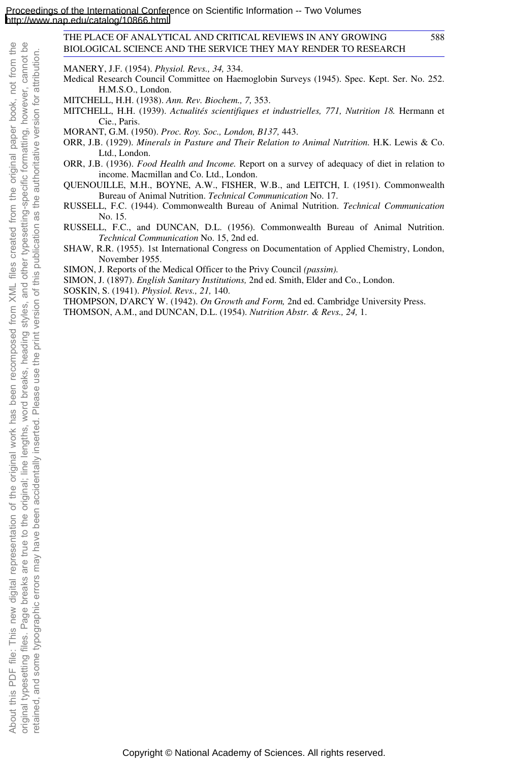MANERY, J.F. (1954). *Physiol. Revs., 34,* 334.

Medical Research Council Committee on Haemoglobin Surveys (1945). Spec. Kept. Ser. No. 252. H.M.S.O., London.

MITCHELL, H.H. (1938). *Ann. Rev. Biochem., 7,* 353.

MITCHELL, H.H. (1939). *Actualités scientifiques et industrielles, 771, Nutrition 18.* Hermann et Cie., Paris.

MORANT, G.M. (1950). *Proc. Roy. Soc., London, B137,* 443.

ORR, J.B. (1929). *Minerals in Pasture and Their Relation to Animal Nutrition.* H.K. Lewis & Co. Ltd., London.

ORR, J.B. (1936). *Food Health and Income.* Report on a survey of adequacy of diet in relation to income. Macmillan and Co. Ltd., London.

QUENOUILLE, M.H., BOYNE, A.W., FISHER, W.B., and LEITCH, I. (1951). Commonwealth Bureau of Animal Nutrition. *Technical Communication* No. 17.

RUSSELL, F.C. (1944). Commonwealth Bureau of Animal Nutrition. *Technical Communication* No. 15.

RUSSELL, F.C., and DUNCAN, D.L. (1956). Commonwealth Bureau of Animal Nutrition. *Technical Communication* No. 15, 2nd ed.

SHAW, R.R. (1955). 1st International Congress on Documentation of Applied Chemistry, London, November 1955.

SIMON, J. Reports of the Medical Officer to the Privy Council *(passim).*

SIMON, J. (1897). *English Sanitary Institutions,* 2nd ed. Smith, Elder and Co., London.

SOSKIN, S. (1941). *Physiol. Revs., 21,* 140.

THOMPSON, D'ARCY W. (1942). *On Growth and Form,* 2nd ed. Cambridge University Press.

THOMSON, A.M., and DUNCAN, D.L. (1954). *Nutrition Abstr. & Revs., 24,* 1.